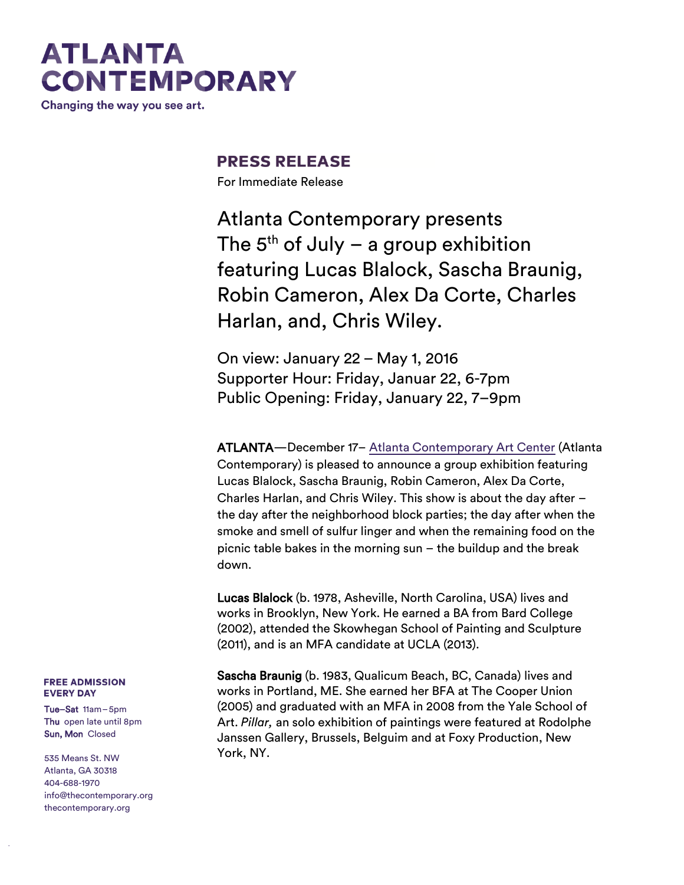# ATLANTA CONTEMPORARY

Changing the way you see art.

## PRESS RELEASE

For Immediate Release

Atlanta Contemporary presents The 5th of July – a group exhibition featuring Lucas Blalock, Sascha Braunig, Robin Cameron, Alex Da Corte, Charles Harlan, and, Chris Wiley.

On view: January 22 – May 1, 2016
Supporter Hour: Friday, Januar 22, 6-7pm
Public Opening: Friday, January 22, 7–9pm

**ATLANTA**—December 17– Atlanta Contemporary Art Center (Atlanta Contemporary) is pleased to announce a group exhibition featuring Lucas Blalock, Sascha Braunig, Robin Cameron, Alex Da Corte, Charles Harlan, and Chris Wiley. This show is about the day after – the day after the neighborhood block parties; the day after when the smoke and smell of sulfur linger and when the remaining food on the picnic table bakes in the morning sun – the buildup and the break down.

**Lucas Blalock** (b. 1978, Asheville, North Carolina, USA) lives and works in Brooklyn, New York. He earned a BA from Bard College (2002), attended the Skowhegan School of Painting and Sculpture (2011), and is an MFA candidate at UCLA (2013).

**Sascha Braunig** (b. 1983, Qualicum Beach, BC, Canada) lives and works in Portland, ME. She earned her BFA at The Cooper Union (2005) and graduated with an MFA in 2008 from the Yale School of Art. *Pillar,* an solo exhibition of paintings were featured at Rodolphe Janssen Gallery, Brussels, Belguim and at Foxy Production, New York, NY.

**FREE ADMISSION EVERY DAY**

**Tue–Sat** 11am – 5pm
**Thu** open late until 8pm
**Sun, Mon** Closed

535 Means St. NW
Atlanta, GA 30318
404-688-1970
info@thecontemporary.org
thecontemporary.org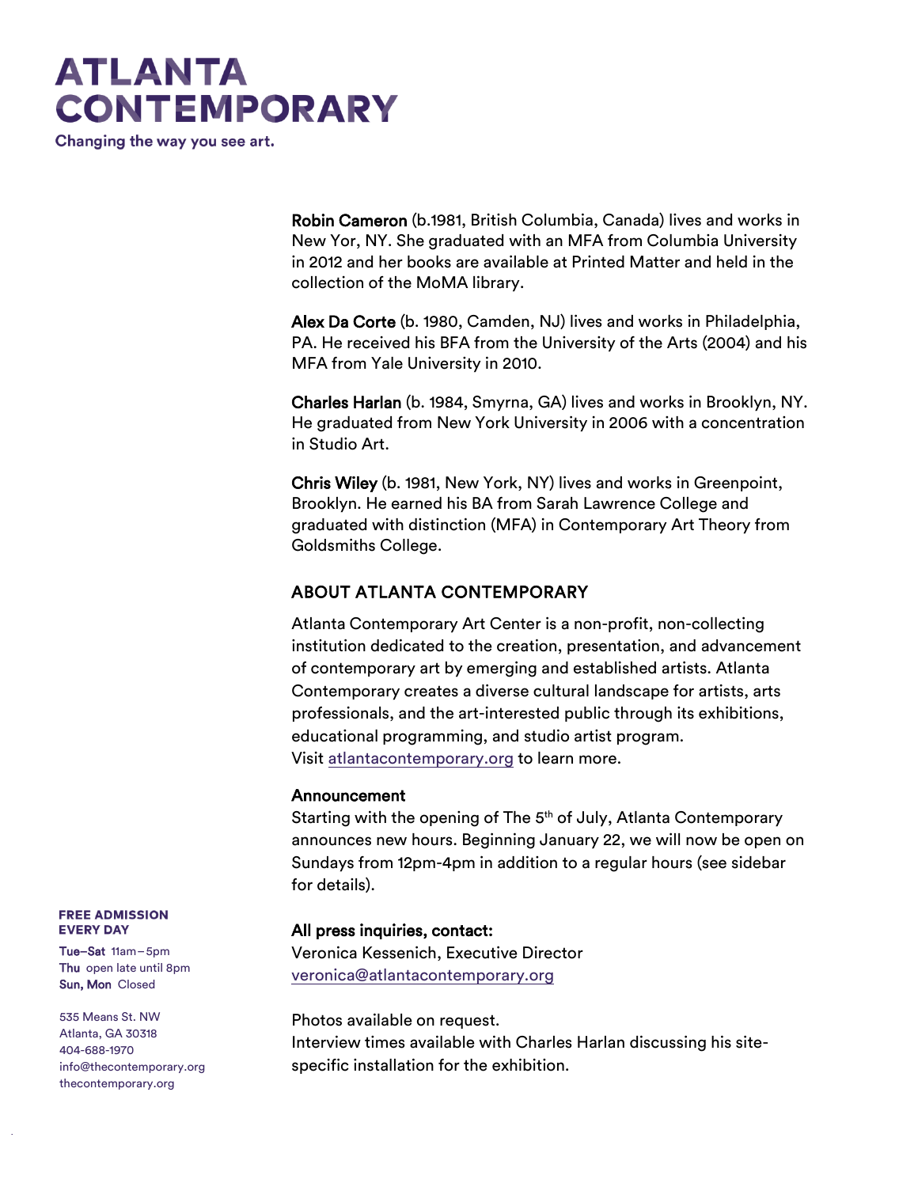# ATLANTA CONTEMPORARY

Changing the way you see art.

**Robin Cameron** (b.1981, British Columbia, Canada) lives and works in New Yor, NY. She graduated with an MFA from Columbia University in 2012 and her books are available at Printed Matter and held in the collection of the MoMA library.

**Alex Da Corte** (b. 1980, Camden, NJ) lives and works in Philadelphia, PA. He received his BFA from the University of the Arts (2004) and his MFA from Yale University in 2010.

**Charles Harlan** (b. 1984, Smyrna, GA) lives and works in Brooklyn, NY. He graduated from New York University in 2006 with a concentration in Studio Art.

**Chris Wiley** (b. 1981, New York, NY) lives and works in Greenpoint, Brooklyn. He earned his BA from Sarah Lawrence College and graduated with distinction (MFA) in Contemporary Art Theory from Goldsmiths College.

## ABOUT ATLANTA CONTEMPORARY

Atlanta Contemporary Art Center is a non-profit, non-collecting institution dedicated to the creation, presentation, and advancement of contemporary art by emerging and established artists. Atlanta Contemporary creates a diverse cultural landscape for artists, arts professionals, and the art-interested public through its exhibitions, educational programming, and studio artist program.
Visit atlantacontemporary.org to learn more.

**Announcement**
Starting with the opening of The 5th of July, Atlanta Contemporary announces new hours. Beginning January 22, we will now be open on Sundays from 12pm-4pm in addition to a regular hours (see sidebar for details).

**All press inquiries, contact:**
Veronica Kessenich, Executive Director
veronica@atlantacontemporary.org

Photos available on request.
Interview times available with Charles Harlan discussing his site-specific installation for the exhibition.

**FREE ADMISSION EVERY DAY**

**Tue–Sat** 11am – 5pm
**Thu** open late until 8pm
**Sun, Mon** Closed

535 Means St. NW
Atlanta, GA 30318
404-688-1970
info@thecontemporary.org
thecontemporary.org